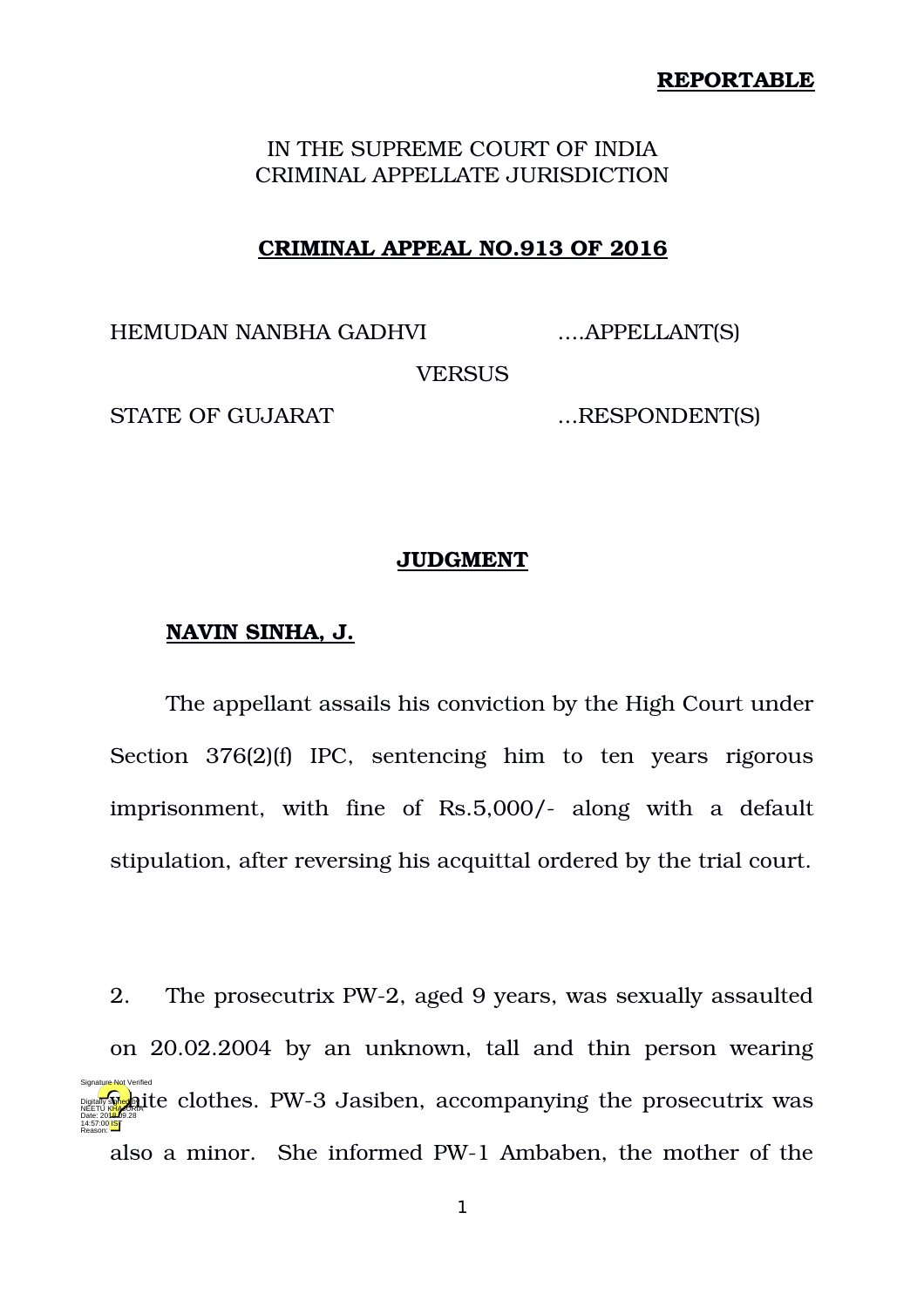**REPORTABLE**

IN THE SUPREME COURT OF INDIA
CRIMINAL APPELLATE JURISDICTION

**CRIMINAL APPEAL NO.913 OF 2016**

HEMUDAN NANBHA GADHVI ....APPELLANT(S)

VERSUS

STATE OF GUJARAT ...RESPONDENT(S)

**JUDGMENT**

**NAVIN SINHA, J.**

The appellant assails his conviction by the High Court under Section 376(2)(f) IPC, sentencing him to ten years rigorous imprisonment, with fine of Rs.5,000/- along with a default stipulation, after reversing his acquittal ordered by the trial court.

2. The prosecutrix PW-2, aged 9 years, was sexually assaulted on 20.02.2004 by an unknown, tall and thin person wearing white clothes. PW-3 Jasiben, accompanying the prosecutrix was also a minor. She informed PW-1 Ambaben, the mother of the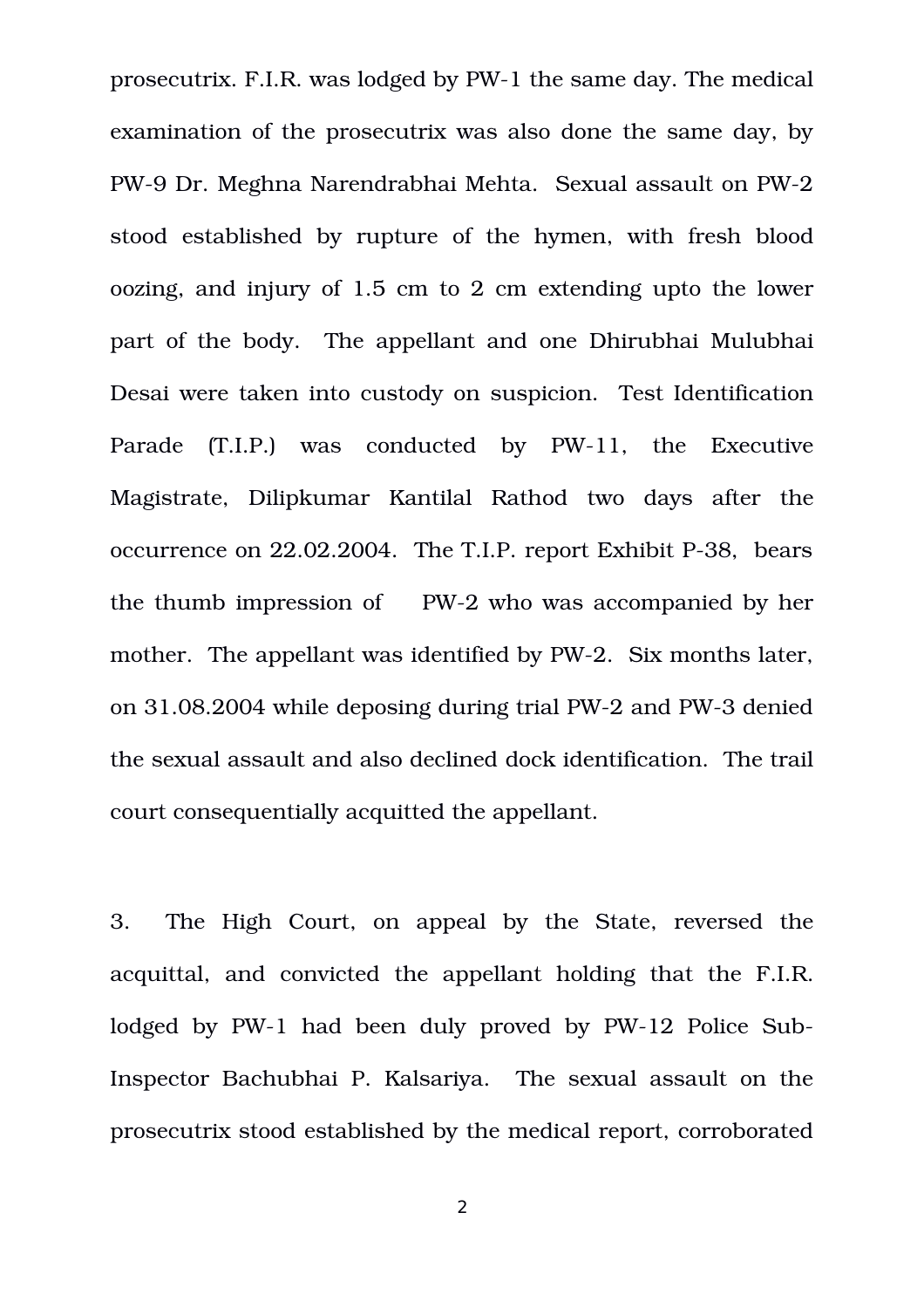prosecutrix. F.I.R. was lodged by PW-1 the same day. The medical examination of the prosecutrix was also done the same day, by PW-9 Dr. Meghna Narendrabhai Mehta. Sexual assault on PW-2 stood established by rupture of the hymen, with fresh blood oozing, and injury of 1.5 cm to 2 cm extending upto the lower part of the body. The appellant and one Dhirubhai Mulubhai Desai were taken into custody on suspicion. Test Identification Parade (T.I.P.) was conducted by PW-11, the Executive Magistrate, Dilipkumar Kantilal Rathod two days after the occurrence on 22.02.2004. The T.I.P. report Exhibit P-38, bears the thumb impression of PW-2 who was accompanied by her mother. The appellant was identified by PW-2. Six months later, on 31.08.2004 while deposing during trial PW-2 and PW-3 denied the sexual assault and also declined dock identification. The trail court consequentially acquitted the appellant.

3. The High Court, on appeal by the State, reversed the acquittal, and convicted the appellant holding that the F.I.R. lodged by PW-1 had been duly proved by PW-12 Police Sub-Inspector Bachubhai P. Kalsariya. The sexual assault on the prosecutrix stood established by the medical report, corroborated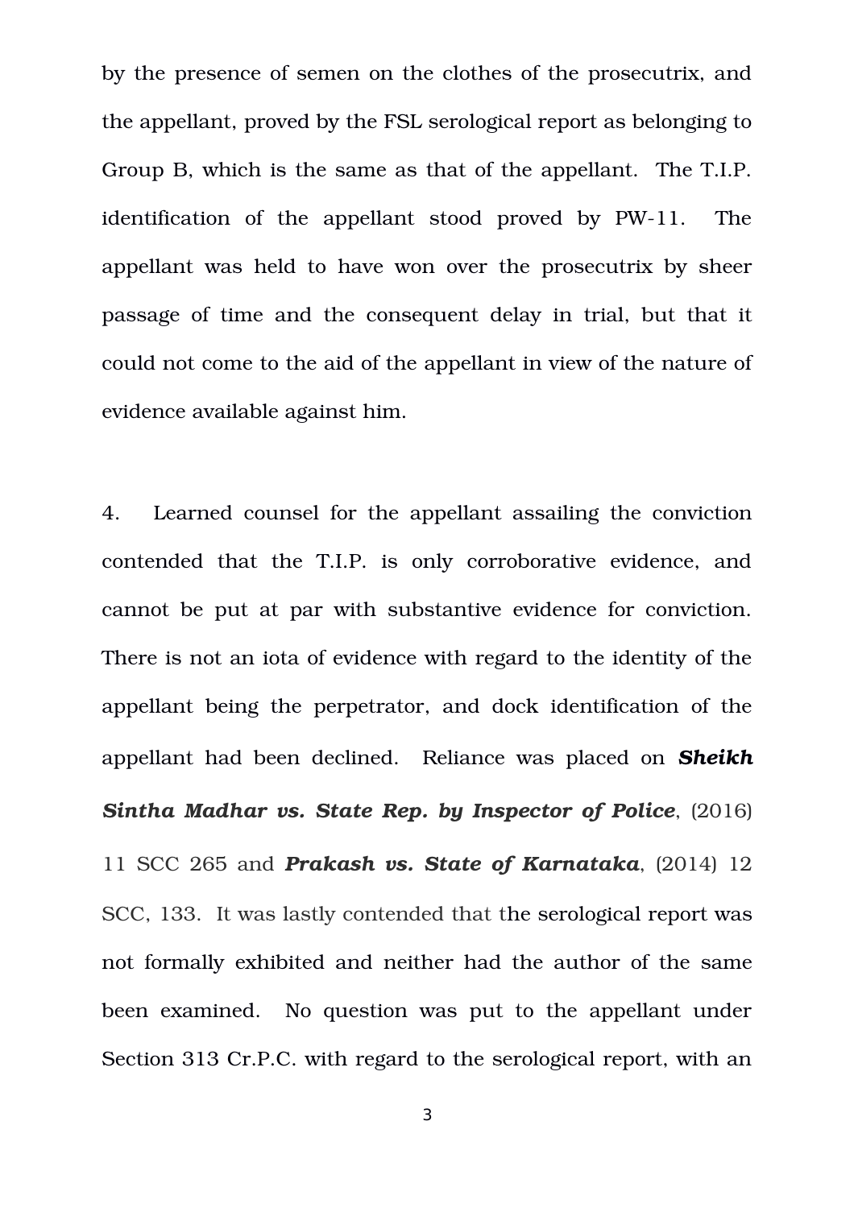by the presence of semen on the clothes of the prosecutrix, and the appellant, proved by the FSL serological report as belonging to Group B, which is the same as that of the appellant. The T.I.P. identification of the appellant stood proved by PW-11. The appellant was held to have won over the prosecutrix by sheer passage of time and the consequent delay in trial, but that it could not come to the aid of the appellant in view of the nature of evidence available against him.

4. Learned counsel for the appellant assailing the conviction contended that the T.I.P. is only corroborative evidence, and cannot be put at par with substantive evidence for conviction. There is not an iota of evidence with regard to the identity of the appellant being the perpetrator, and dock identification of the appellant had been declined. Reliance was placed on ***Sheikh Sintha Madhar vs. State Rep. by Inspector of Police***, (2016) 11 SCC 265 and ***Prakash vs. State of Karnataka***, (2014) 12 SCC, 133. It was lastly contended that the serological report was not formally exhibited and neither had the author of the same been examined. No question was put to the appellant under Section 313 Cr.P.C. with regard to the serological report, with an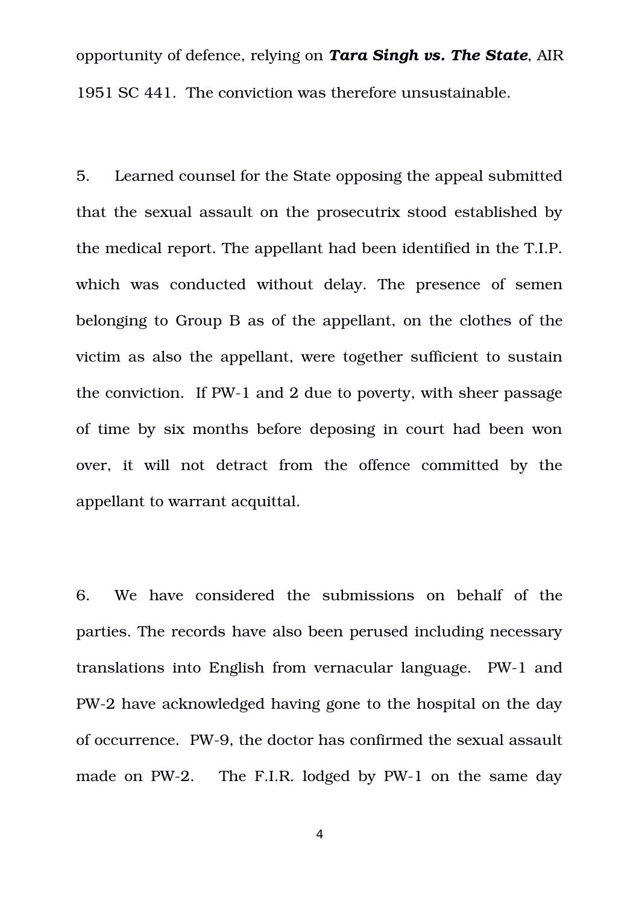opportunity of defence, relying on ***Tara Singh vs. The State***, AIR 1951 SC 441. The conviction was therefore unsustainable.

5. Learned counsel for the State opposing the appeal submitted that the sexual assault on the prosecutrix stood established by the medical report. The appellant had been identified in the T.I.P. which was conducted without delay. The presence of semen belonging to Group B as of the appellant, on the clothes of the victim as also the appellant, were together sufficient to sustain the conviction. If PW-1 and 2 due to poverty, with sheer passage of time by six months before deposing in court had been won over, it will not detract from the offence committed by the appellant to warrant acquittal.

6. We have considered the submissions on behalf of the parties. The records have also been perused including necessary translations into English from vernacular language. PW-1 and PW-2 have acknowledged having gone to the hospital on the day of occurrence. PW-9, the doctor has confirmed the sexual assault made on PW-2. The F.I.R. lodged by PW-1 on the same day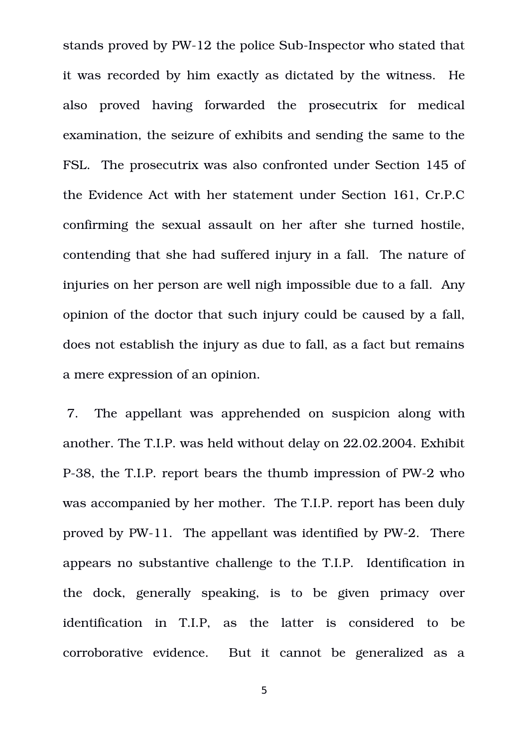stands proved by PW-12 the police Sub-Inspector who stated that it was recorded by him exactly as dictated by the witness. He also proved having forwarded the prosecutrix for medical examination, the seizure of exhibits and sending the same to the FSL. The prosecutrix was also confronted under Section 145 of the Evidence Act with her statement under Section 161, Cr.P.C confirming the sexual assault on her after she turned hostile, contending that she had suffered injury in a fall. The nature of injuries on her person are well nigh impossible due to a fall. Any opinion of the doctor that such injury could be caused by a fall, does not establish the injury as due to fall, as a fact but remains a mere expression of an opinion.

7. The appellant was apprehended on suspicion along with another. The T.I.P. was held without delay on 22.02.2004. Exhibit P-38, the T.I.P. report bears the thumb impression of PW-2 who was accompanied by her mother. The T.I.P. report has been duly proved by PW-11. The appellant was identified by PW-2. There appears no substantive challenge to the T.I.P. Identification in the dock, generally speaking, is to be given primacy over identification in T.I.P, as the latter is considered to be corroborative evidence. But it cannot be generalized as a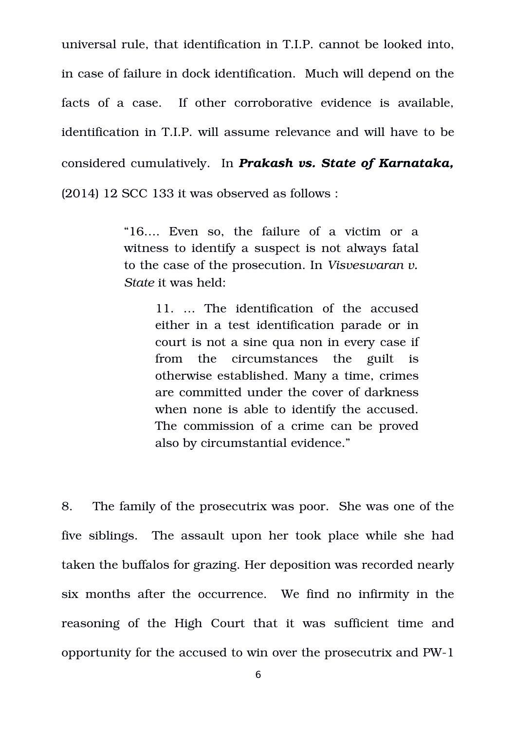universal rule, that identification in T.I.P. cannot be looked into, in case of failure in dock identification. Much will depend on the facts of a case. If other corroborative evidence is available, identification in T.I.P. will assume relevance and will have to be considered cumulatively. In ***Prakash vs. State of Karnataka,*** (2014) 12 SCC 133 it was observed as follows :

> "16.... Even so, the failure of a victim or a witness to identify a suspect is not always fatal to the case of the prosecution. In *Visveswaran v. State* it was held:
>
> > 11. ... The identification of the accused either in a test identification parade or in court is not a sine qua non in every case if from the circumstances the guilt is otherwise established. Many a time, crimes are committed under the cover of darkness when none is able to identify the accused. The commission of a crime can be proved also by circumstantial evidence."

8. The family of the prosecutrix was poor. She was one of the five siblings. The assault upon her took place while she had taken the buffalos for grazing. Her deposition was recorded nearly six months after the occurrence. We find no infirmity in the reasoning of the High Court that it was sufficient time and opportunity for the accused to win over the prosecutrix and PW-1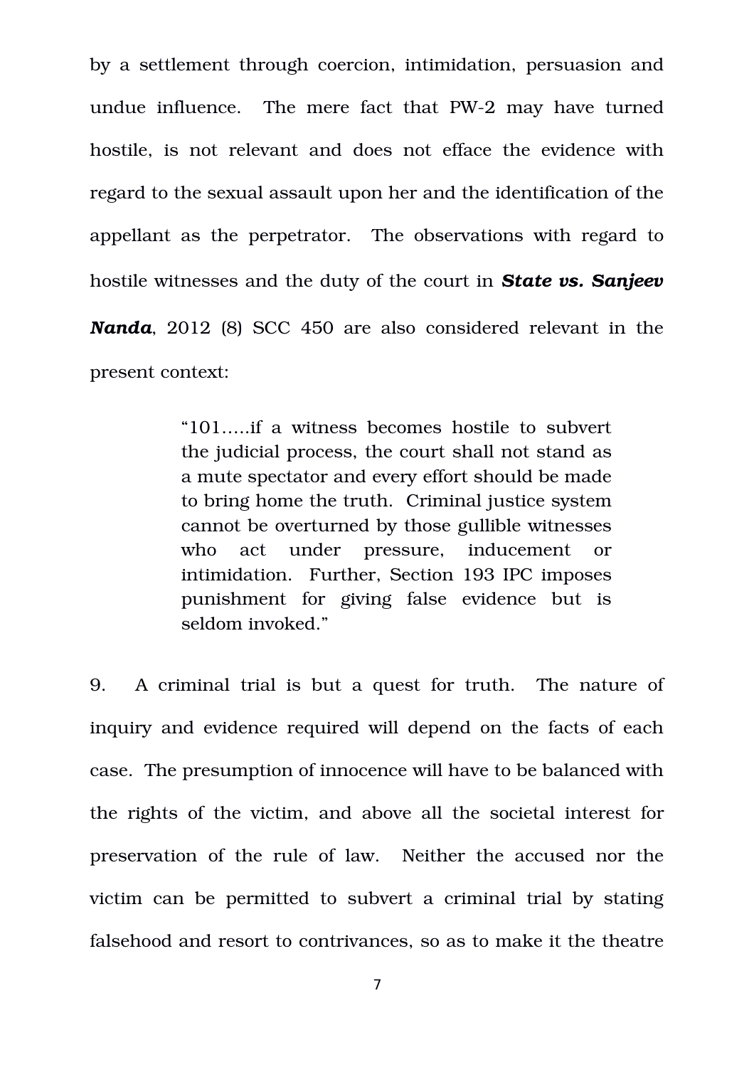by a settlement through coercion, intimidation, persuasion and undue influence. The mere fact that PW-2 may have turned hostile, is not relevant and does not efface the evidence with regard to the sexual assault upon her and the identification of the appellant as the perpetrator. The observations with regard to hostile witnesses and the duty of the court in ***State vs. Sanjeev Nanda***, 2012 (8) SCC 450 are also considered relevant in the present context:

> "101.....if a witness becomes hostile to subvert the judicial process, the court shall not stand as a mute spectator and every effort should be made to bring home the truth. Criminal justice system cannot be overturned by those gullible witnesses who act under pressure, inducement or intimidation. Further, Section 193 IPC imposes punishment for giving false evidence but is seldom invoked."

9. A criminal trial is but a quest for truth. The nature of inquiry and evidence required will depend on the facts of each case. The presumption of innocence will have to be balanced with the rights of the victim, and above all the societal interest for preservation of the rule of law. Neither the accused nor the victim can be permitted to subvert a criminal trial by stating falsehood and resort to contrivances, so as to make it the theatre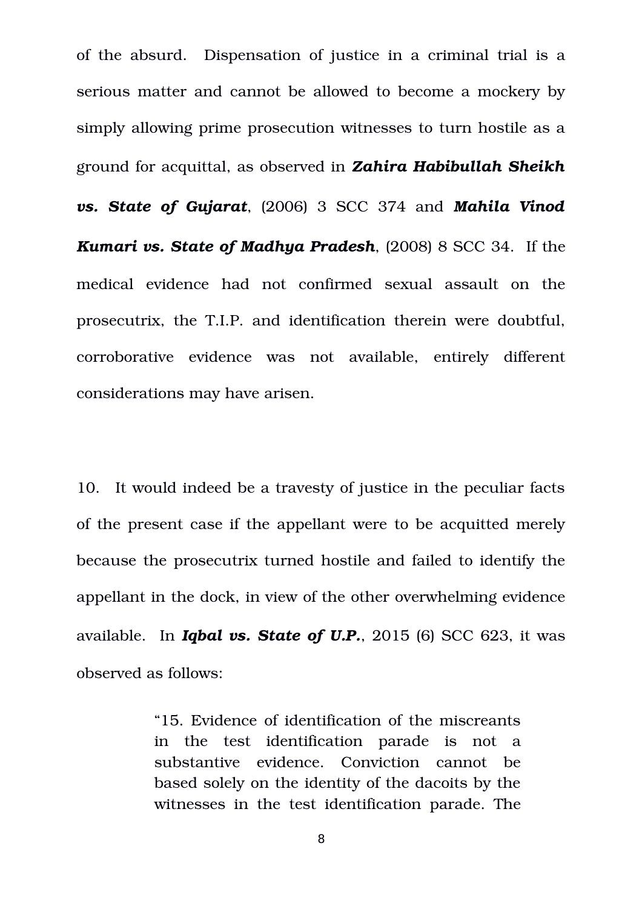of the absurd. Dispensation of justice in a criminal trial is a serious matter and cannot be allowed to become a mockery by simply allowing prime prosecution witnesses to turn hostile as a ground for acquittal, as observed in ***Zahira Habibullah Sheikh vs. State of Gujarat***, (2006) 3 SCC 374 and ***Mahila Vinod Kumari vs. State of Madhya Pradesh***, (2008) 8 SCC 34. If the medical evidence had not confirmed sexual assault on the prosecutrix, the T.I.P. and identification therein were doubtful, corroborative evidence was not available, entirely different considerations may have arisen.

10. It would indeed be a travesty of justice in the peculiar facts of the present case if the appellant were to be acquitted merely because the prosecutrix turned hostile and failed to identify the appellant in the dock, in view of the other overwhelming evidence available. In ***Iqbal vs. State of U.P.***, 2015 (6) SCC 623, it was observed as follows:

> "15. Evidence of identification of the miscreants in the test identification parade is not a substantive evidence. Conviction cannot be based solely on the identity of the dacoits by the witnesses in the test identification parade. The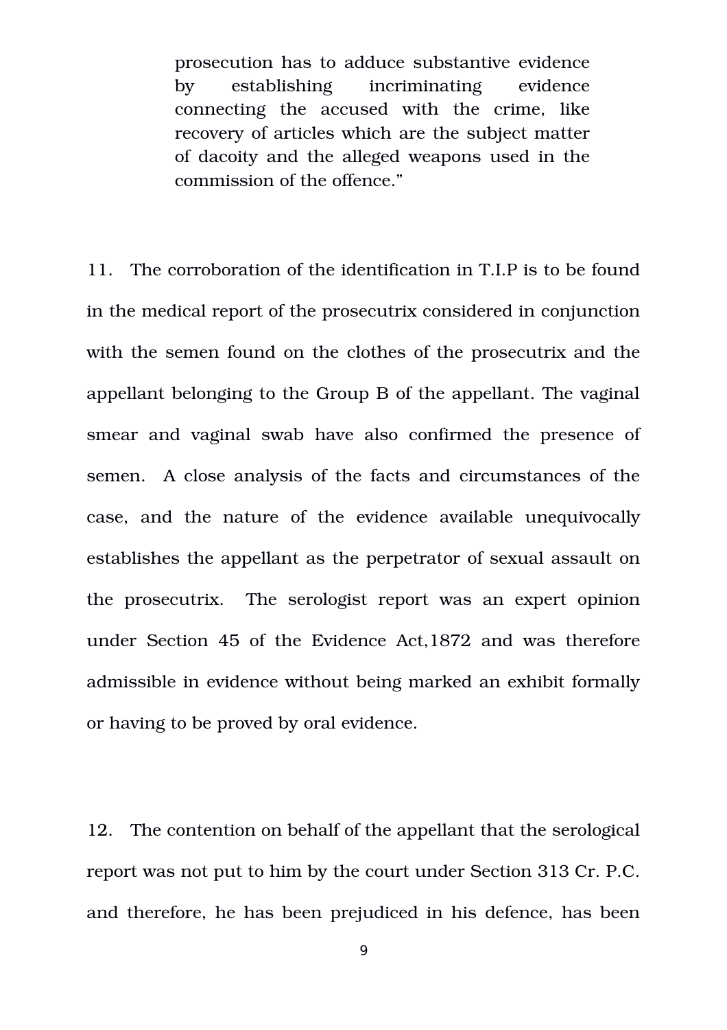> prosecution has to adduce substantive evidence by establishing incriminating evidence connecting the accused with the crime, like recovery of articles which are the subject matter of dacoity and the alleged weapons used in the commission of the offence."

11. The corroboration of the identification in T.I.P is to be found in the medical report of the prosecutrix considered in conjunction with the semen found on the clothes of the prosecutrix and the appellant belonging to the Group B of the appellant. The vaginal smear and vaginal swab have also confirmed the presence of semen. A close analysis of the facts and circumstances of the case, and the nature of the evidence available unequivocally establishes the appellant as the perpetrator of sexual assault on the prosecutrix. The serologist report was an expert opinion under Section 45 of the Evidence Act,1872 and was therefore admissible in evidence without being marked an exhibit formally or having to be proved by oral evidence.

12. The contention on behalf of the appellant that the serological report was not put to him by the court under Section 313 Cr. P.C. and therefore, he has been prejudiced in his defence, has been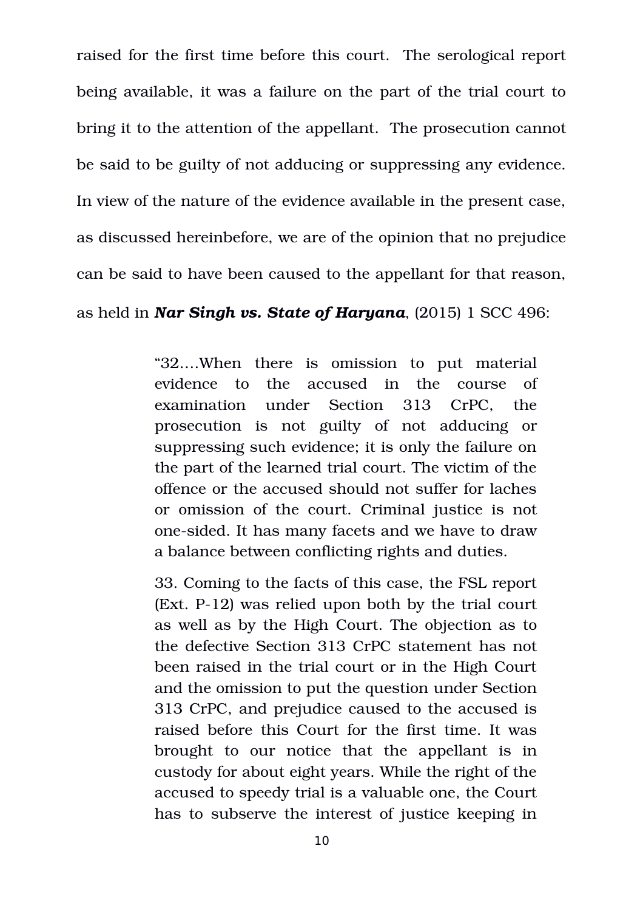raised for the first time before this court. The serological report being available, it was a failure on the part of the trial court to bring it to the attention of the appellant. The prosecution cannot be said to be guilty of not adducing or suppressing any evidence. In view of the nature of the evidence available in the present case, as discussed hereinbefore, we are of the opinion that no prejudice can be said to have been caused to the appellant for that reason, as held in ***Nar Singh vs. State of Haryana***, (2015) 1 SCC 496:

> "32....When there is omission to put material evidence to the accused in the course of examination under Section 313 CrPC, the prosecution is not guilty of not adducing or suppressing such evidence; it is only the failure on the part of the learned trial court. The victim of the offence or the accused should not suffer for laches or omission of the court. Criminal justice is not one-sided. It has many facets and we have to draw a balance between conflicting rights and duties.
>
> 33. Coming to the facts of this case, the FSL report (Ext. P-12) was relied upon both by the trial court as well as by the High Court. The objection as to the defective Section 313 CrPC statement has not been raised in the trial court or in the High Court and the omission to put the question under Section 313 CrPC, and prejudice caused to the accused is raised before this Court for the first time. It was brought to our notice that the appellant is in custody for about eight years. While the right of the accused to speedy trial is a valuable one, the Court has to subserve the interest of justice keeping in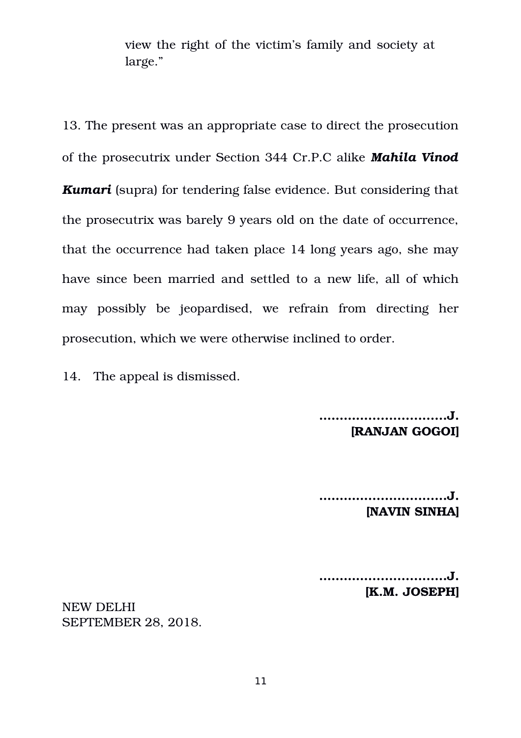view the right of the victim's family and society at large."

13. The present was an appropriate case to direct the prosecution of the prosecutrix under Section 344 Cr.P.C alike ***Mahila Vinod Kumari*** (supra) for tendering false evidence. But considering that the prosecutrix was barely 9 years old on the date of occurrence, that the occurrence had taken place 14 long years ago, she may have since been married and settled to a new life, all of which may possibly be jeopardised, we refrain from directing her prosecution, which we were otherwise inclined to order.

14. The appeal is dismissed.

**.............................J.**
**[RANJAN GOGOI]**

**.............................J.**
**[NAVIN SINHA]**

**.............................J.**
**[K.M. JOSEPH]**

NEW DELHI
SEPTEMBER 28, 2018.